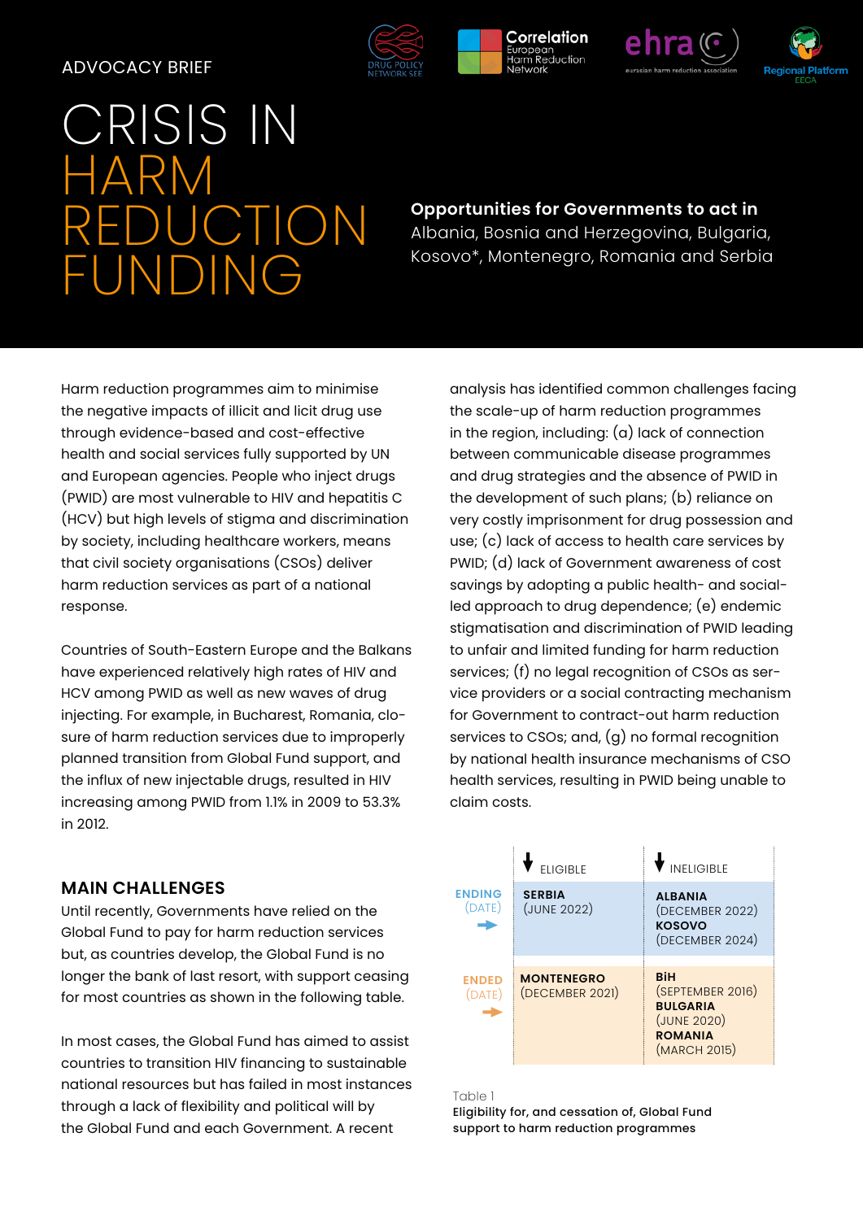ADVOCACY BRIEF

# CRISIS IN HARM REDUCTION FUNDING

**Opportunities for Governments to act in** Albania, Bosnia and Herzegovina, Bulgaria, Kosovo*, Montenegro, Romania and Serbia

Harm reduction programmes aim to minimise the negative impacts of illicit and licit drug use through evidence-based and cost-effective health and social services fully supported by UN and European agencies. People who inject drugs (PWID) are most vulnerable to HIV and hepatitis C (HCV) but high levels of stigma and discrimination by society, including healthcare workers, means that civil society organisations (CSOs) deliver harm reduction services as part of a national response.

Countries of South-Eastern Europe and the Balkans have experienced relatively high rates of HIV and HCV among PWID as well as new waves of drug injecting. For example, in Bucharest, Romania, closure of harm reduction services due to improperly planned transition from Global Fund support, and the influx of new injectable drugs, resulted in HIV increasing among PWID from 1.1% in 2009 to 53.3% in 2012.

## MAIN CHALLENGES

Until recently, Governments have relied on the Global Fund to pay for harm reduction services but, as countries develop, the Global Fund is no longer the bank of last resort, with support ceasing for most countries as shown in the following table.

In most cases, the Global Fund has aimed to assist countries to transition HIV financing to sustainable national resources but has failed in most instances through a lack of flexibility and political will by the Global Fund and each Government. A recent analysis has identified common challenges facing the scale-up of harm reduction programmes in the region, including: (a) lack of connection between communicable disease programmes and drug strategies and the absence of PWID in the development of such plans; (b) reliance on very costly imprisonment for drug possession and use; (c) lack of access to health care services by PWID; (d) lack of Government awareness of cost savings by adopting a public health- and social-led approach to drug dependence; (e) endemic stigmatisation and discrimination of PWID leading to unfair and limited funding for harm reduction services; (f) no legal recognition of CSOs as service providers or a social contracting mechanism for Government to contract-out harm reduction services to CSOs; and, (g) no formal recognition by national health insurance mechanisms of CSO health services, resulting in PWID being unable to claim costs.

| | ELIGIBLE | INELIGIBLE |
|---|---|---|
| ENDING (DATE) | **SERBIA** (JUNE 2022) | **ALBANIA** (DECEMBER 2022) **KOSOVO** (DECEMBER 2024) |
| ENDED (DATE) | **MONTENEGRO** (DECEMBER 2021) | **BiH** (SEPTEMBER 2016) **BULGARIA** (JUNE 2020) **ROMANIA** (MARCH 2015) |

Table 1
**Eligibility for, and cessation of, Global Fund support to harm reduction programmes**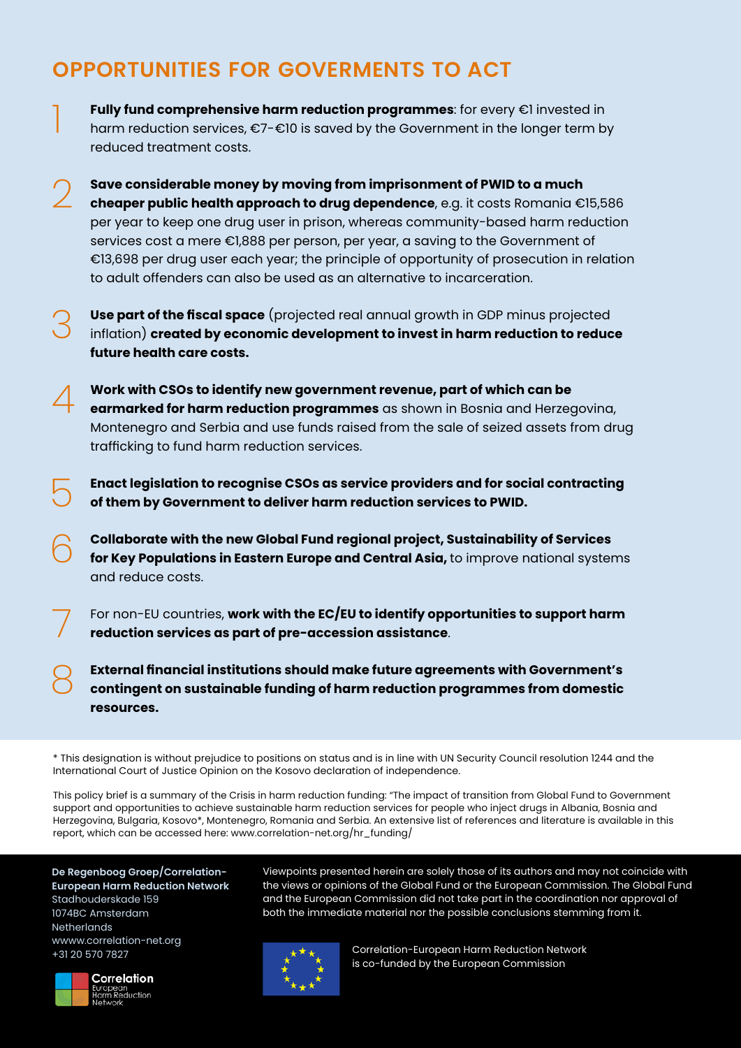## OPPORTUNITIES FOR GOVERMENTS TO ACT

1. **Fully fund comprehensive harm reduction programmes**: for every €1 invested in harm reduction services, €7-€10 is saved by the Government in the longer term by reduced treatment costs.

2. **Save considerable money by moving from imprisonment of PWID to a much cheaper public health approach to drug dependence**, e.g. it costs Romania €15,586 per year to keep one drug user in prison, whereas community-based harm reduction services cost a mere €1,888 per person, per year, a saving to the Government of €13,698 per drug user each year; the principle of opportunity of prosecution in relation to adult offenders can also be used as an alternative to incarceration.

3. **Use part of the fiscal space** (projected real annual growth in GDP minus projected inflation) **created by economic development to invest in harm reduction to reduce future health care costs.**

4. **Work with CSOs to identify new government revenue, part of which can be earmarked for harm reduction programmes** as shown in Bosnia and Herzegovina, Montenegro and Serbia and use funds raised from the sale of seized assets from drug trafficking to fund harm reduction services.

5. **Enact legislation to recognise CSOs as service providers and for social contracting of them by Government to deliver harm reduction services to PWID.**

6. **Collaborate with the new Global Fund regional project, Sustainability of Services for Key Populations in Eastern Europe and Central Asia,** to improve national systems and reduce costs.

7. For non-EU countries, **work with the EC/EU to identify opportunities to support harm reduction services as part of pre-accession assistance**.

8. **External financial institutions should make future agreements with Government's contingent on sustainable funding of harm reduction programmes from domestic resources.**

\* This designation is without prejudice to positions on status and is in line with UN Security Council resolution 1244 and the International Court of Justice Opinion on the Kosovo declaration of independence.

This policy brief is a summary of the Crisis in harm reduction funding: "The impact of transition from Global Fund to Government support and opportunities to achieve sustainable harm reduction services for people who inject drugs in Albania, Bosnia and Herzegovina, Bulgaria, Kosovo*, Montenegro, Romania and Serbia. An extensive list of references and literature is available in this report, which can be accessed here: www.correlation-net.org/hr_funding/

**De Regenboog Groep/Correlation-European Harm Reduction Network**
Stadhouderskade 159
1074BC Amsterdam
Netherlands
wwww.correlation-net.org
+31 20 570 7827

Correlation European Harm Reduction Network

Viewpoints presented herein are solely those of its authors and may not coincide with the views or opinions of the Global Fund or the European Commission. The Global Fund and the European Commission did not take part in the coordination nor approval of both the immediate material nor the possible conclusions stemming from it.

Correlation-European Harm Reduction Network is co-funded by the European Commission